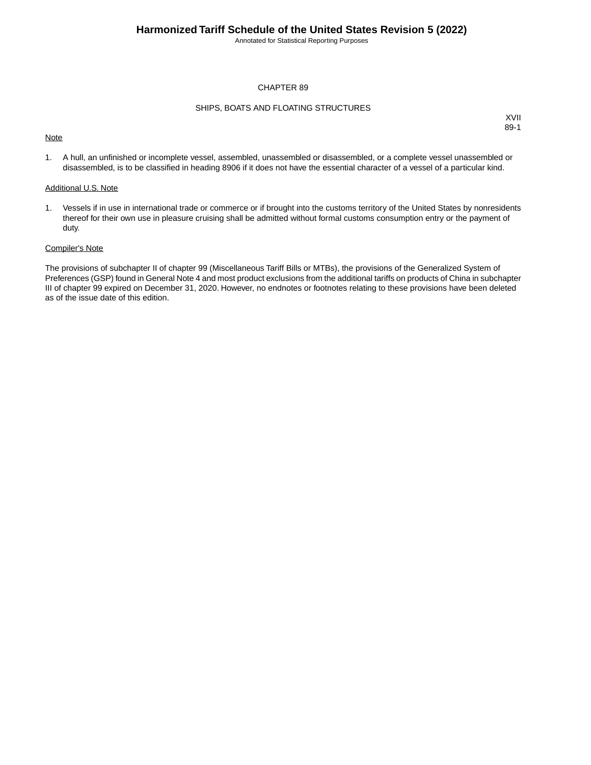# CHAPTER 89

## SHIPS, BOATS AND FLOATING STRUCTURES

XVII
89-1

<u>Note</u>

1. A hull, an unfinished or incomplete vessel, assembled, unassembled or disassembled, or a complete vessel unassembled or disassembled, is to be classified in heading 8906 if it does not have the essential character of a vessel of a particular kind.

<u>Additional U.S. Note</u>

1. Vessels if in use in international trade or commerce or if brought into the customs territory of the United States by nonresidents thereof for their own use in pleasure cruising shall be admitted without formal customs consumption entry or the payment of duty.

<u>Compiler's Note</u>

The provisions of subchapter II of chapter 99 (Miscellaneous Tariff Bills or MTBs), the provisions of the Generalized System of Preferences (GSP) found in General Note 4 and most product exclusions from the additional tariffs on products of China in subchapter III of chapter 99 expired on December 31, 2020. However, no endnotes or footnotes relating to these provisions have been deleted as of the issue date of this edition.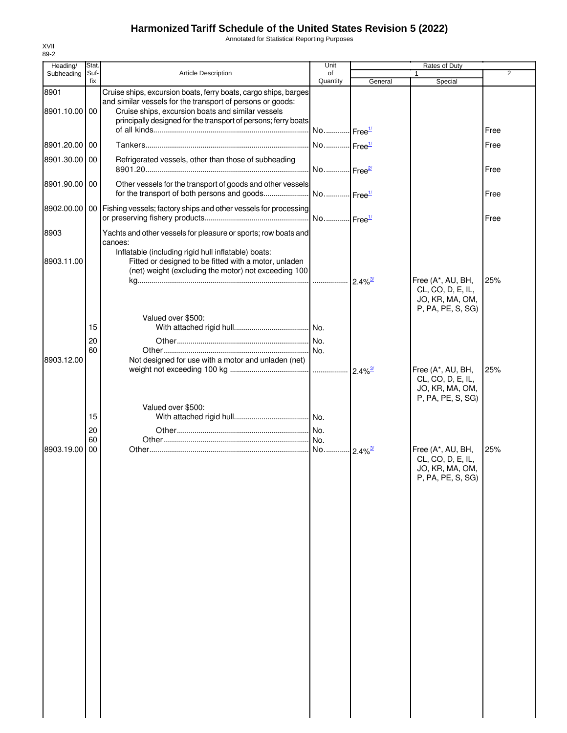# Harmonized Tariff Schedule of the United States Revision 5 (2022)

Annotated for Statistical Reporting Purposes

XVII
89-2

| Heading/ Subheading | Stat. Suf- fix | Article Description | Unit of Quantity | Rates of Duty 1 General | Special | 2 |
|---|---|---|---|---|---|---|
| 8901 | | Cruise ships, excursion boats, ferry boats, cargo ships, barges and similar vessels for the transport of persons or goods: | | | | |
| 8901.10.00 | 00 | Cruise ships, excursion boats and similar vessels principally designed for the transport of persons; ferry boats of all kinds | No. | Free[1/] | | Free |
| 8901.20.00 | 00 | Tankers | No. | Free[1/] | | Free |
| 8901.30.00 | 00 | Refrigerated vessels, other than those of subheading 8901.20 | No. | Free[2/] | | Free |
| 8901.90.00 | 00 | Other vessels for the transport of goods and other vessels for the transport of both persons and goods | No. | Free[1/] | | Free |
| 8902.00.00 | 00 | Fishing vessels; factory ships and other vessels for processing or preserving fishery products | No. | Free[1/] | | Free |
| 8903 | | Yachts and other vessels for pleasure or sports; row boats and canoes: | | | | |
| | | Inflatable (including rigid hull inflatable) boats: | | | | |
| 8903.11.00 | | Fitted or designed to be fitted with a motor, unladen (net) weight (excluding the motor) not exceeding 100 kg | | 2.4%[3/] | Free (A*, AU, BH, CL, CO, D, E, IL, JO, KR, MA, OM, P, PA, PE, S, SG) | 25% |
| | | Valued over $500: | | | | |
| | 15 | With attached rigid hull | No. | | | |
| | 20 | Other | No. | | | |
| | 60 | Other | No. | | | |
| 8903.12.00 | | Not designed for use with a motor and unladen (net) weight not exceeding 100 kg | | 2.4%[3/] | Free (A*, AU, BH, CL, CO, D, E, IL, JO, KR, MA, OM, P, PA, PE, S, SG) | 25% |
| | | Valued over $500: | | | | |
| | 15 | With attached rigid hull | No. | | | |
| | 20 | Other | No. | | | |
| | 60 | Other | No. | | | |
| 8903.19.00 | 00 | Other | No. | 2.4%[3/] | Free (A*, AU, BH, CL, CO, D, E, IL, JO, KR, MA, OM, P, PA, PE, S, SG) | 25% |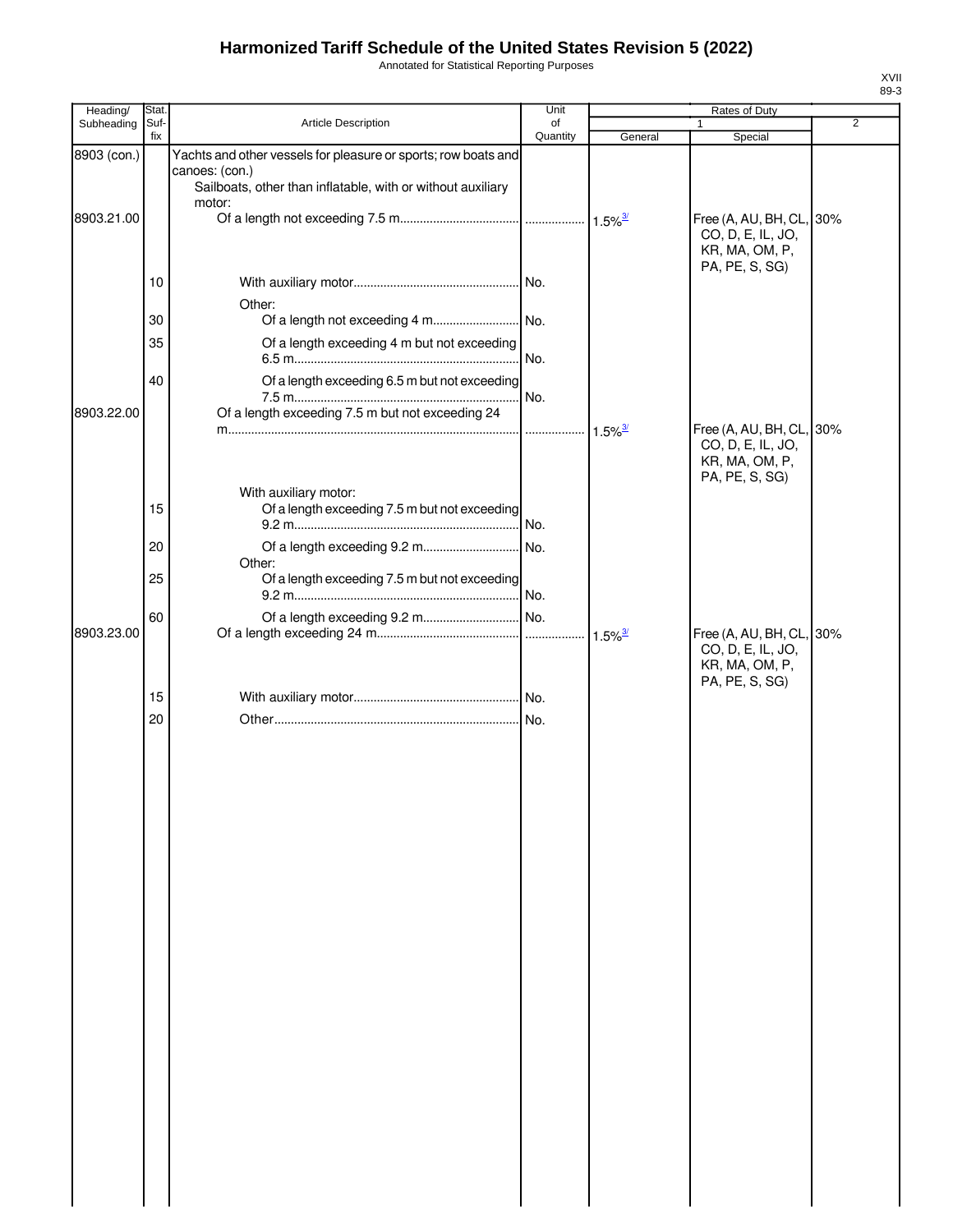# Harmonized Tariff Schedule of the United States Revision 5 (2022)

Annotated for Statistical Reporting Purposes

| Heading/ Subheading | Stat. Suf-fix | Article Description | Unit of Quantity | Rates of Duty 1 General | Rates of Duty 1 Special | Rates of Duty 2 |
|---|---|---|---|---|---|---|
| 8903 (con.) | | Yachts and other vessels for pleasure or sports; row boats and canoes: (con.) | | | | |
| | | Sailboats, other than inflatable, with or without auxiliary motor: | | | | |
| 8903.21.00 | | Of a length not exceeding 7.5 m | | 1.5%[3/] | Free (A, AU, BH, CL, CO, D, E, IL, JO, KR, MA, OM, P, PA, PE, S, SG) | 30% |
| | 10 | With auxiliary motor | No. | | | |
| | | Other: | | | | |
| | 30 | Of a length not exceeding 4 m | No. | | | |
| | 35 | Of a length exceeding 4 m but not exceeding 6.5 m | No. | | | |
| | 40 | Of a length exceeding 6.5 m but not exceeding 7.5 m | No. | | | |
| 8903.22.00 | | Of a length exceeding 7.5 m but not exceeding 24 m | | 1.5%[3/] | Free (A, AU, BH, CL, CO, D, E, IL, JO, KR, MA, OM, P, PA, PE, S, SG) | 30% |
| | | With auxiliary motor: | | | | |
| | 15 | Of a length exceeding 7.5 m but not exceeding 9.2 m | No. | | | |
| | 20 | Of a length exceeding 9.2 m | No. | | | |
| | | Other: | | | | |
| | 25 | Of a length exceeding 7.5 m but not exceeding 9.2 m | No. | | | |
| | 60 | Of a length exceeding 9.2 m | No. | | | |
| 8903.23.00 | | Of a length exceeding 24 m | | 1.5%[3/] | Free (A, AU, BH, CL, CO, D, E, IL, JO, KR, MA, OM, P, PA, PE, S, SG) | 30% |
| | 15 | With auxiliary motor | No. | | | |
| | 20 | Other | No. | | | |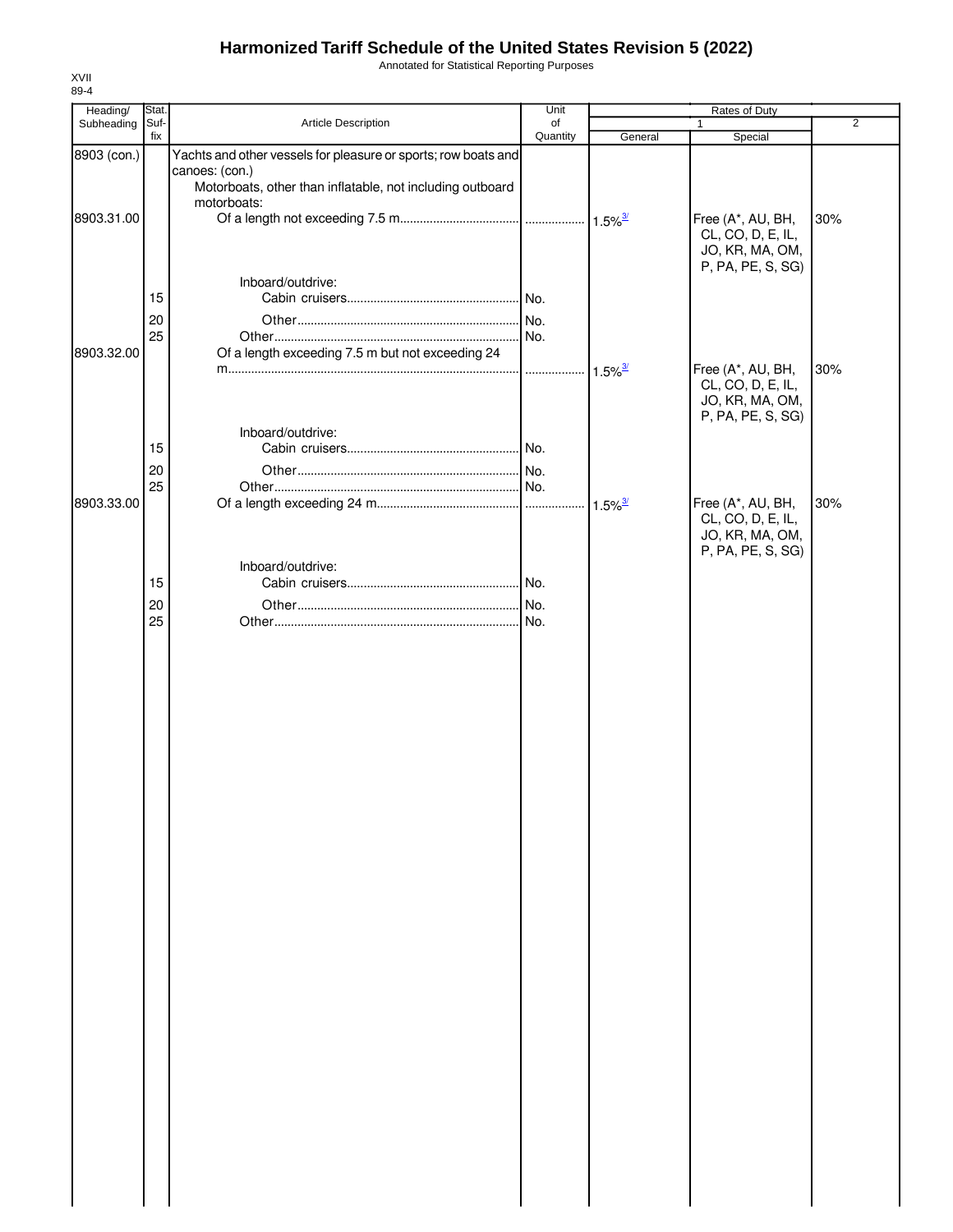# Harmonized Tariff Schedule of the United States Revision 5 (2022)

Annotated for Statistical Reporting Purposes

XVII
89-4

| Heading/ Subheading | Stat. Suf- fix | Article Description | Unit of Quantity | Rates of Duty 1 General | Rates of Duty 1 Special | Rates of Duty 2 |
|---|---|---|---|---|---|---|
| 8903 (con.) | | Yachts and other vessels for pleasure or sports; row boats and canoes: (con.) | | | | |
| | | Motorboats, other than inflatable, not including outboard motorboats: | | | | |
| 8903.31.00 | | Of a length not exceeding 7.5 m | | 1.5%[3/] | Free (A*, AU, BH, CL, CO, D, E, IL, JO, KR, MA, OM, P, PA, PE, S, SG) | 30% |
| | | Inboard/outdrive: | | | | |
| | 15 | Cabin cruisers | No. | | | |
| | 20 | Other | No. | | | |
| | 25 | Other | No. | | | |
| 8903.32.00 | | Of a length exceeding 7.5 m but not exceeding 24 m | | 1.5%[3/] | Free (A*, AU, BH, CL, CO, D, E, IL, JO, KR, MA, OM, P, PA, PE, S, SG) | 30% |
| | | Inboard/outdrive: | | | | |
| | 15 | Cabin cruisers | No. | | | |
| | 20 | Other | No. | | | |
| | 25 | Other | No. | | | |
| 8903.33.00 | | Of a length exceeding 24 m | | 1.5%[3/] | Free (A*, AU, BH, CL, CO, D, E, IL, JO, KR, MA, OM, P, PA, PE, S, SG) | 30% |
| | | Inboard/outdrive: | | | | |
| | 15 | Cabin cruisers | No. | | | |
| | 20 | Other | No. | | | |
| | 25 | Other | No. | | | |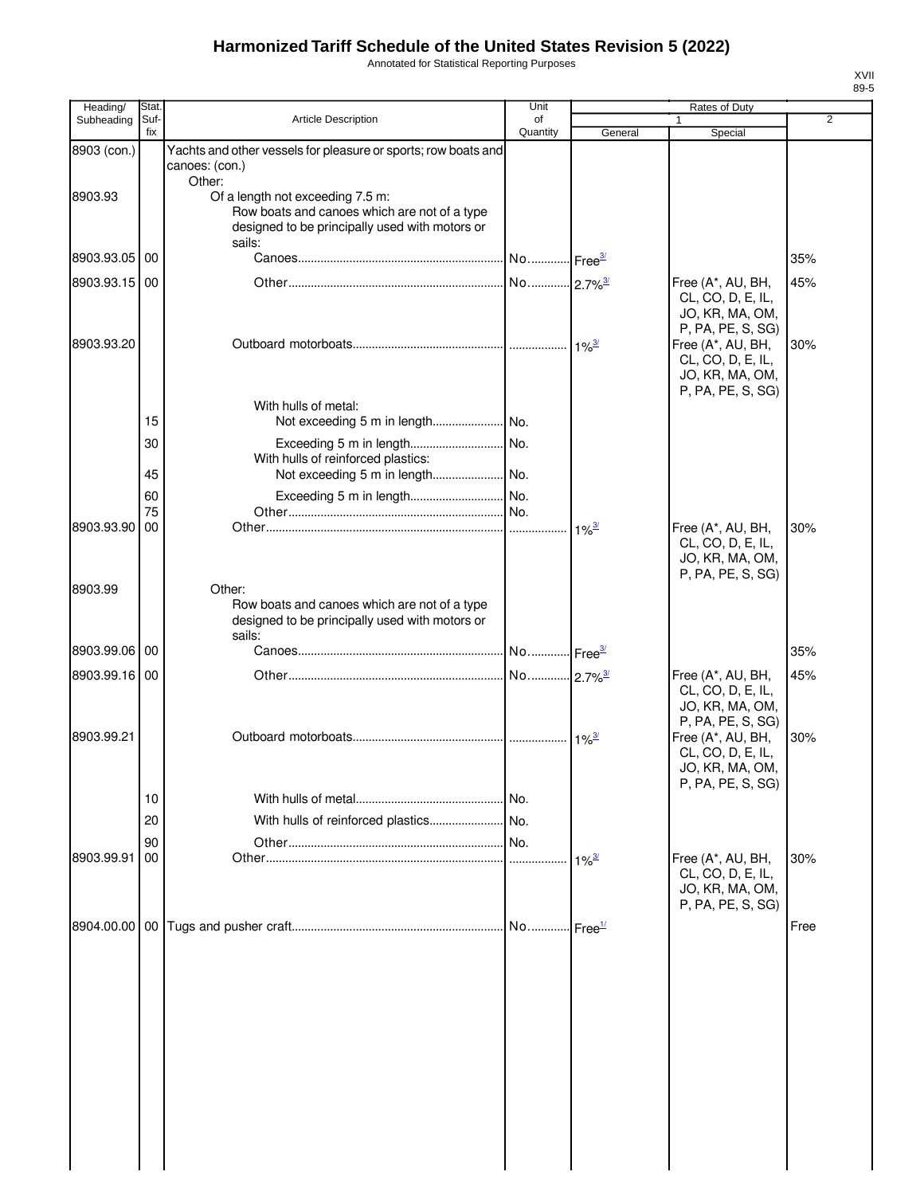# Harmonized Tariff Schedule of the United States Revision 5 (2022)

Annotated for Statistical Reporting Purposes

| Heading/ Subheading | Stat. Suf- fix | Article Description | Unit of Quantity | Rates of Duty 1 General | Special | 2 |
|---|---|---|---|---|---|---|
| 8903 (con.) | | Yachts and other vessels for pleasure or sports; row boats and canoes: (con.) | | | | |
| | | Other: | | | | |
| 8903.93 | | Of a length not exceeding 7.5 m: | | | | |
| | | Row boats and canoes which are not of a type designed to be principally used with motors or sails: | | | | |
| 8903.93.05 | 00 | Canoes | No. | Free[3/] | | 35% |
| 8903.93.15 | 00 | Other | No. | 2.7%[3/] | Free (A*, AU, BH, CL, CO, D, E, IL, JO, KR, MA, OM, P, PA, PE, S, SG) | 45% |
| 8903.93.20 | | Outboard motorboats | | 1%[3/] | Free (A*, AU, BH, CL, CO, D, E, IL, JO, KR, MA, OM, P, PA, PE, S, SG) | 30% |
| | | With hulls of metal: | | | | |
| | 15 | Not exceeding 5 m in length | No. | | | |
| | 30 | Exceeding 5 m in length | No. | | | |
| | | With hulls of reinforced plastics: | | | | |
| | 45 | Not exceeding 5 m in length | No. | | | |
| | 60 | Exceeding 5 m in length | No. | | | |
| | 75 | Other | No. | | | |
| 8903.93.90 | 00 | Other | | 1%[3/] | Free (A*, AU, BH, CL, CO, D, E, IL, JO, KR, MA, OM, P, PA, PE, S, SG) | 30% |
| 8903.99 | | Other: | | | | |
| | | Row boats and canoes which are not of a type designed to be principally used with motors or sails: | | | | |
| 8903.99.06 | 00 | Canoes | No. | Free[3/] | | 35% |
| 8903.99.16 | 00 | Other | No. | 2.7%[3/] | Free (A*, AU, BH, CL, CO, D, E, IL, JO, KR, MA, OM, P, PA, PE, S, SG) | 45% |
| 8903.99.21 | | Outboard motorboats | | 1%[3/] | Free (A*, AU, BH, CL, CO, D, E, IL, JO, KR, MA, OM, P, PA, PE, S, SG) | 30% |
| | 10 | With hulls of metal | No. | | | |
| | 20 | With hulls of reinforced plastics | No. | | | |
| | 90 | Other | No. | | | |
| 8903.99.91 | 00 | Other | | 1%[3/] | Free (A*, AU, BH, CL, CO, D, E, IL, JO, KR, MA, OM, P, PA, PE, S, SG) | 30% |
| 8904.00.00 | 00 | Tugs and pusher craft | No. | Free[1/] | | Free |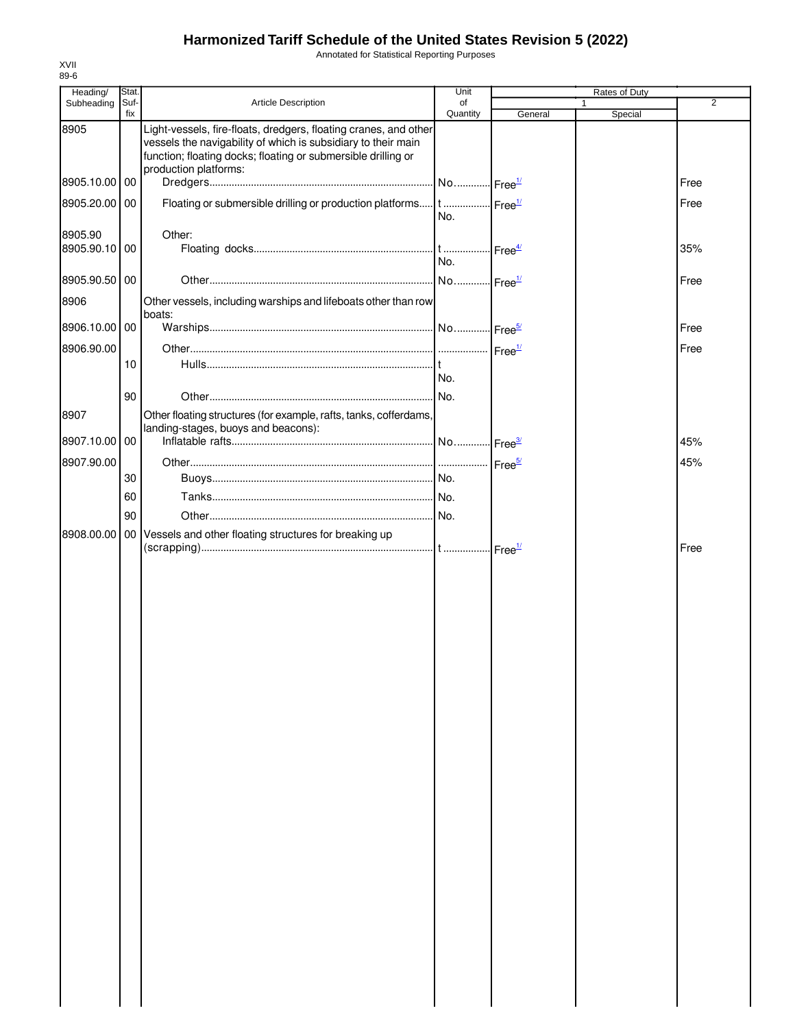# Harmonized Tariff Schedule of the United States Revision 5 (2022)

Annotated for Statistical Reporting Purposes

XVII
89-6

| Heading/ Subheading | Stat. Suf- fix | Article Description | Unit of Quantity | Rates of Duty 1 General | Special | 2 |
|---|---|---|---|---|---|---|
| 8905 | | Light-vessels, fire-floats, dredgers, floating cranes, and other vessels the navigability of which is subsidiary to their main function; floating docks; floating or submersible drilling or production platforms: | | | | |
| 8905.10.00 | 00 | Dredgers | No. | Free[1/] | | Free |
| 8905.20.00 | 00 | Floating or submersible drilling or production platforms | t No. | Free[1/] | | Free |
| 8905.90 | | Other: | | | | |
| 8905.90.10 | 00 | Floating docks | t No. | Free[4/] | | 35% |
| 8905.90.50 | 00 | Other | No. | Free[1/] | | Free |
| 8906 | | Other vessels, including warships and lifeboats other than row boats: | | | | |
| 8906.10.00 | 00 | Warships | No. | Free[5/] | | Free |
| 8906.90.00 | | Other | | Free[1/] | | Free |
| | 10 | Hulls | t No. | | | |
| | 90 | Other | No. | | | |
| 8907 | | Other floating structures (for example, rafts, tanks, cofferdams, landing-stages, buoys and beacons): | | | | |
| 8907.10.00 | 00 | Inflatable rafts | No. | Free[3/] | | 45% |
| 8907.90.00 | | Other | | Free[5/] | | 45% |
| | 30 | Buoys | No. | | | |
| | 60 | Tanks | No. | | | |
| | 90 | Other | No. | | | |
| 8908.00.00 | 00 | Vessels and other floating structures for breaking up (scrapping) | t | Free[1/] | | Free |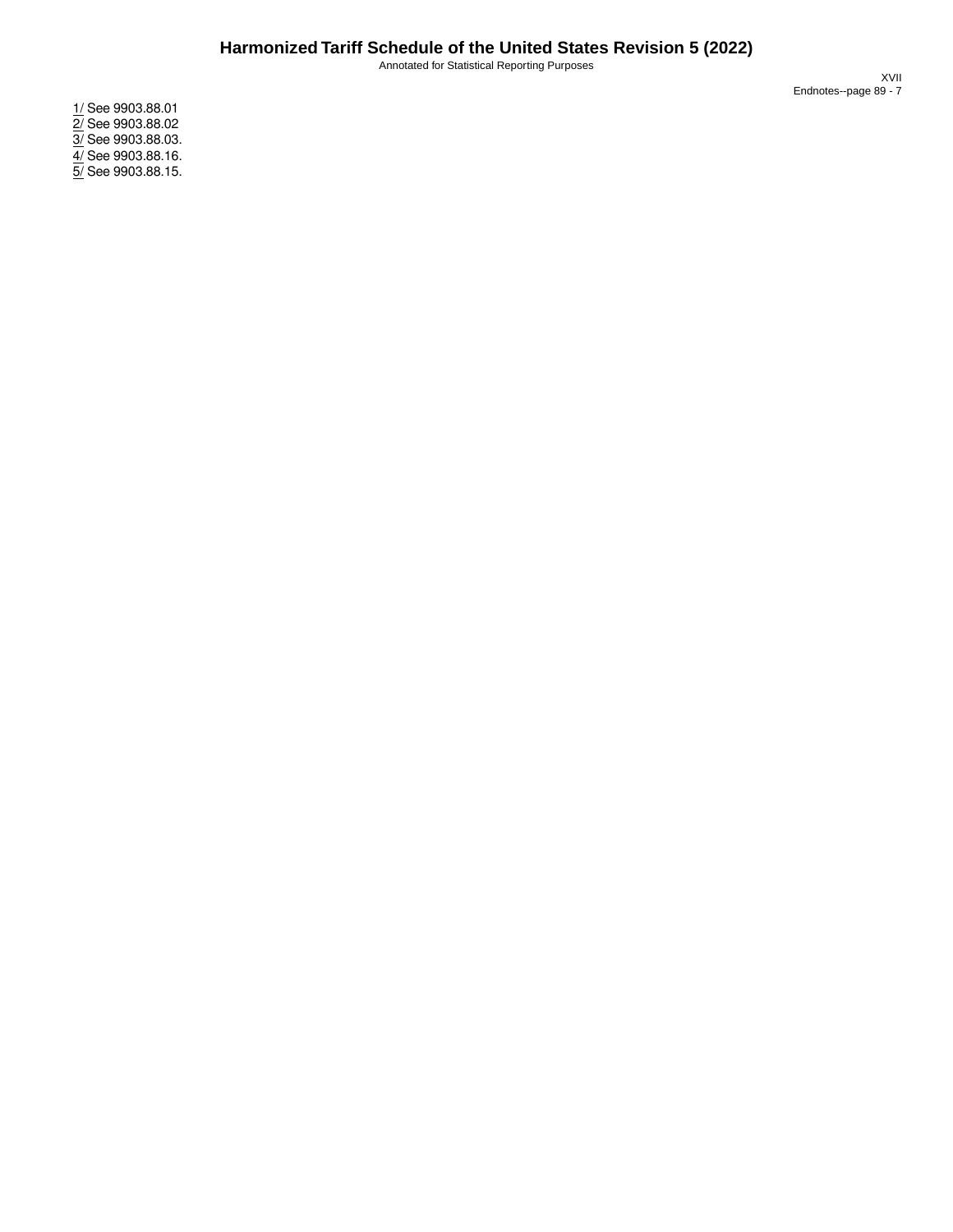1/ See 9903.88.01
2/ See 9903.88.02
3/ See 9903.88.03.
4/ See 9903.88.16.
5/ See 9903.88.15.